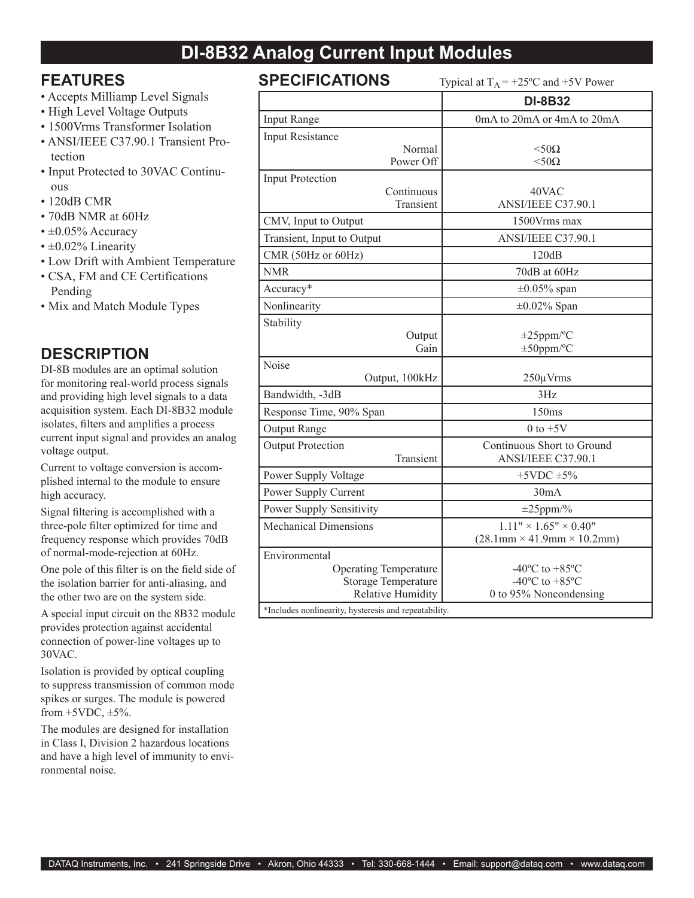# DI-8B32 Analog Current Input Modules

## FEATURES

- Accepts Milliamp Level Signals
- High Level Voltage Outputs
- 1500Vrms Transformer Isolation
- ANSI/IEEE C37.90.1 Transient Protection
- Input Protected to 30VAC Continuous
- 120dB CMR
- 70dB NMR at 60Hz
- ±0.05% Accuracy
- ±0.02% Linearity
- Low Drift with Ambient Temperature
- CSA, FM and CE Certifications Pending
- Mix and Match Module Types

## DESCRIPTION

DI-8B modules are an optimal solution for monitoring real-world process signals and providing high level signals to a data acquisition system. Each DI-8B32 module isolates, filters and amplifies a process current input signal and provides an analog voltage output.

Current to voltage conversion is accomplished internal to the module to ensure high accuracy.

Signal filtering is accomplished with a three-pole filter optimized for time and frequency response which provides 70dB of normal-mode-rejection at 60Hz.

One pole of this filter is on the field side of the isolation barrier for anti-aliasing, and the other two are on the system side.

A special input circuit on the 8B32 module provides protection against accidental connection of power-line voltages up to 30VAC.

Isolation is provided by optical coupling to suppress transmission of common mode spikes or surges. The module is powered from +5VDC, ±5%.

The modules are designed for installation in Class I, Division 2 hazardous locations and have a high level of immunity to environmental noise.

## SPECIFICATIONS

Typical at $T_A$ = +25ºC and +5V Power

| | DI-8B32 |
|---|---|
| Input Range | 0mA to 20mA or 4mA to 20mA |
| Input Resistance<br>Normal<br>Power Off | <br><50Ω<br><50Ω |
| Input Protection<br>Continuous<br>Transient | <br>40VAC<br>ANSI/IEEE C37.90.1 |
| CMV, Input to Output | 1500Vrms max |
| Transient, Input to Output | ANSI/IEEE C37.90.1 |
| CMR (50Hz or 60Hz) | 120dB |
| NMR | 70dB at 60Hz |
| Accuracy* | ±0.05% span |
| Nonlinearity | ±0.02% Span |
| Stability<br>Output<br>Gain | <br>±25ppm/ºC<br>±50ppm/ºC |
| Noise<br>Output, 100kHz | <br>250µVrms |
| Bandwidth, -3dB | 3Hz |
| Response Time, 90% Span | 150ms |
| Output Range | 0 to +5V |
| Output Protection<br>Transient | Continuous Short to Ground<br>ANSI/IEEE C37.90.1 |
| Power Supply Voltage | +5VDC ±5% |
| Power Supply Current | 30mA |
| Power Supply Sensitivity | ±25ppm/% |
| Mechanical Dimensions | 1.11" × 1.65" × 0.40"<br>(28.1mm × 41.9mm × 10.2mm) |
| Environmental<br>Operating Temperature<br>Storage Temperature<br>Relative Humidity | <br>-40ºC to +85ºC<br>-40ºC to +85ºC<br>0 to 95% Noncondensing |

*Includes nonlinearity, hysteresis and repeatability.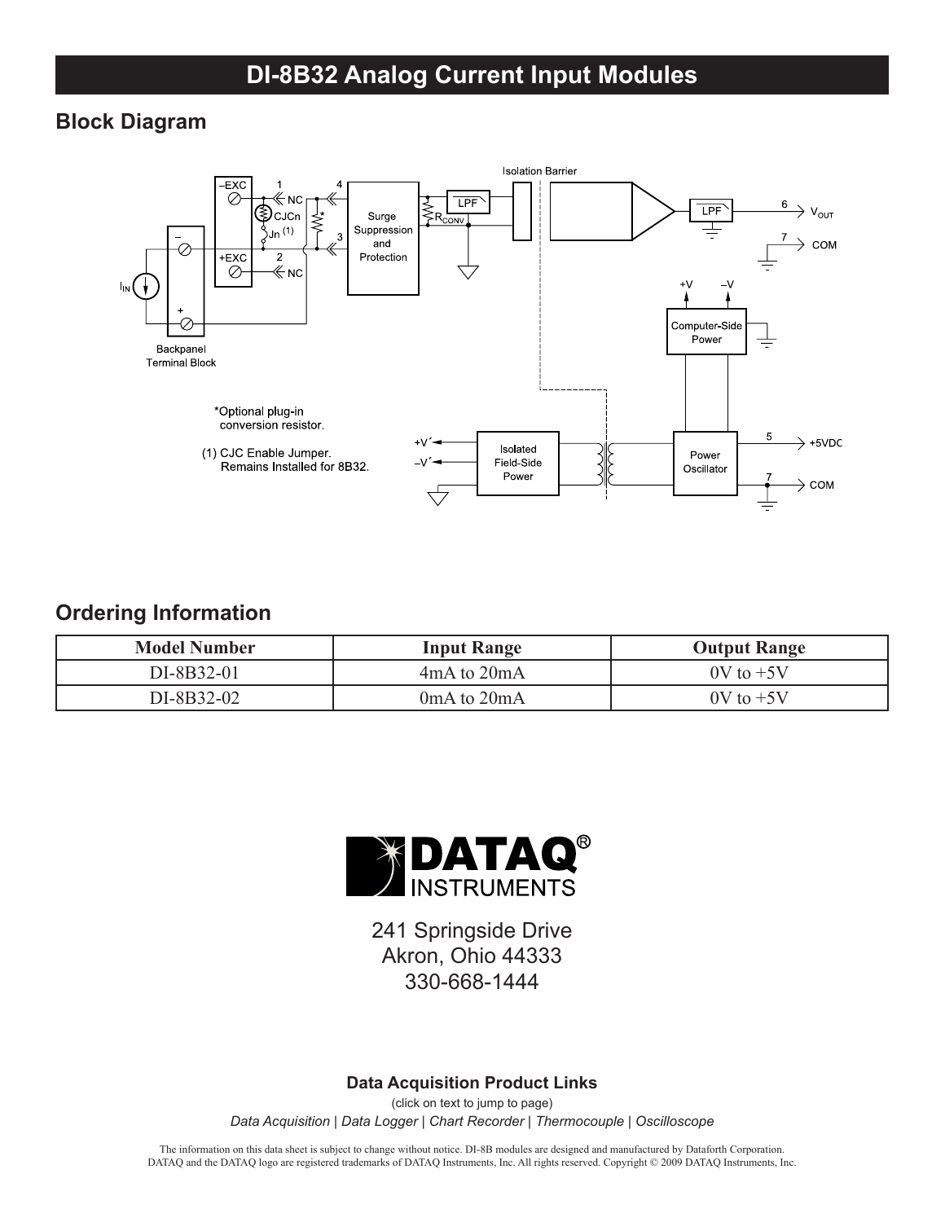# DI-8B32 Analog Current Input Modules

## Block Diagram

Isolation Barrier

–EXC
1
NC
CJCn
Jn (1)
+EXC
2
NC
4
3
*
Surge Suppression and Protection
LPF
$R_{CONV}$
LPF
6
$V_{OUT}$
7
COM
+V
–V
Computer-Side Power
$I_{IN}$
Backpanel Terminal Block
*Optional plug-in conversion resistor.
(1) CJC Enable Jumper. Remains Installed for 8B32.
+V´
–V´
Isolated Field-Side Power
Power Oscillator
5
+5VDC
7
COM

## Ordering Information

| Model Number | Input Range | Output Range |
|---|---|---|
| DI-8B32-01 | 4mA to 20mA | 0V to +5V |
| DI-8B32-02 | 0mA to 20mA | 0V to +5V |

DATAQ®
INSTRUMENTS

241 Springside Drive
Akron, Ohio 44333
330-668-1444

**Data Acquisition Product Links**

(click on text to jump to page)

*Data Acquisition | Data Logger | Chart Recorder | Thermocouple | Oscilloscope*

The information on this data sheet is subject to change without notice. DI-8B modules are designed and manufactured by Dataforth Corporation. DATAQ and the DATAQ logo are registered trademarks of DATAQ Instruments, Inc. All rights reserved. Copyright © 2009 DATAQ Instruments, Inc.